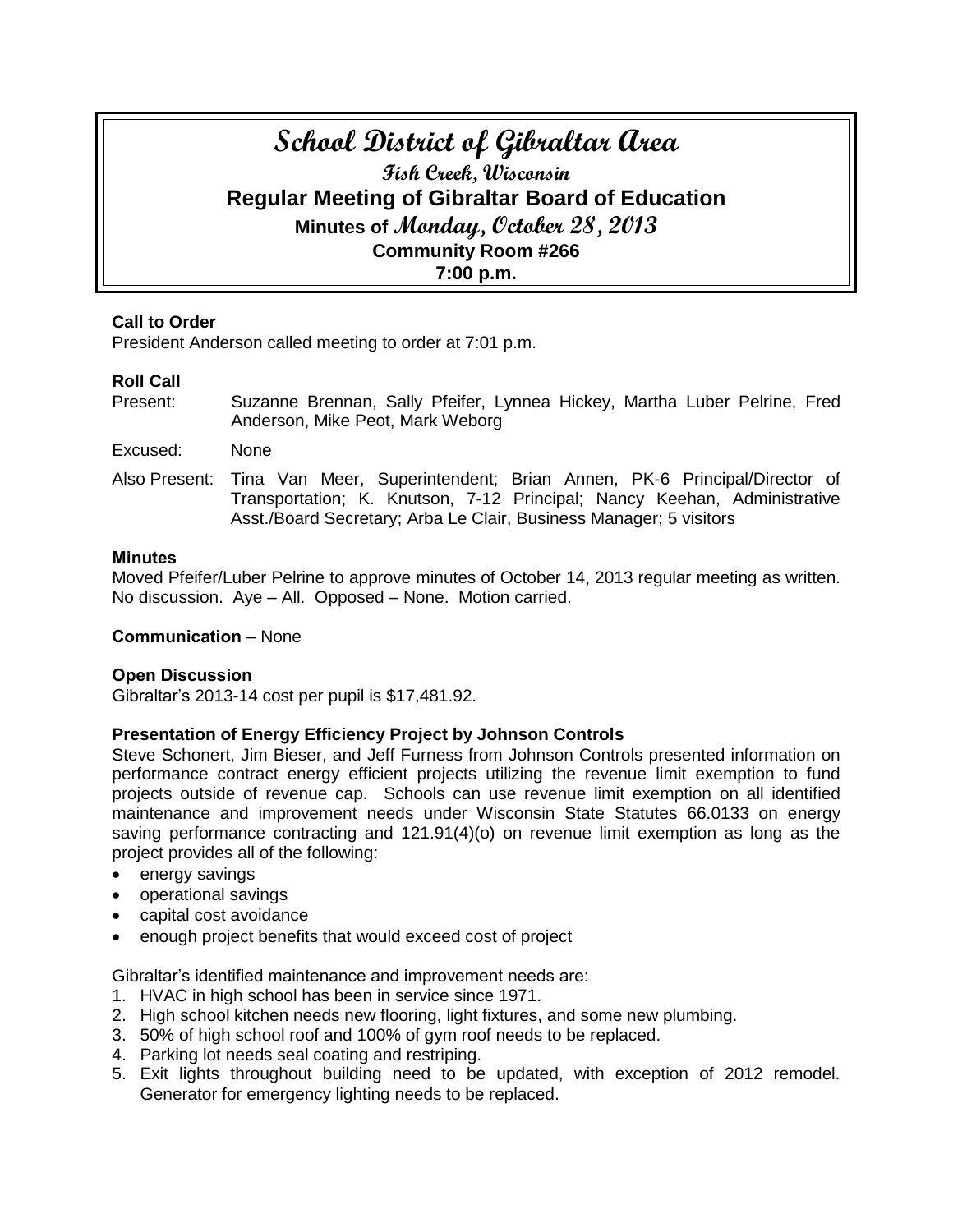# School District of Gibraltar Area

## Fish Creek, Wisconsin

## Regular Meeting of Gibraltar Board of Education

### Minutes of Monday, October 28, 2013

### Community Room #266

### 7:00 p.m.

**Call to Order**

President Anderson called meeting to order at 7:01 p.m.

**Roll Call**

Present: Suzanne Brennan, Sally Pfeifer, Lynnea Hickey, Martha Luber Pelrine, Fred Anderson, Mike Peot, Mark Weborg

Excused: None

Also Present: Tina Van Meer, Superintendent; Brian Annen, PK-6 Principal/Director of Transportation; K. Knutson, 7-12 Principal; Nancy Keehan, Administrative Asst./Board Secretary; Arba Le Clair, Business Manager; 5 visitors

**Minutes**

Moved Pfeifer/Luber Pelrine to approve minutes of October 14, 2013 regular meeting as written. No discussion. Aye – All. Opposed – None. Motion carried.

**Communication** – None

**Open Discussion**

Gibraltar's 2013-14 cost per pupil is $17,481.92.

**Presentation of Energy Efficiency Project by Johnson Controls**

Steve Schonert, Jim Bieser, and Jeff Furness from Johnson Controls presented information on performance contract energy efficient projects utilizing the revenue limit exemption to fund projects outside of revenue cap. Schools can use revenue limit exemption on all identified maintenance and improvement needs under Wisconsin State Statutes 66.0133 on energy saving performance contracting and 121.91(4)(o) on revenue limit exemption as long as the project provides all of the following:

- energy savings
- operational savings
- capital cost avoidance
- enough project benefits that would exceed cost of project

Gibraltar's identified maintenance and improvement needs are:

1. HVAC in high school has been in service since 1971.
2. High school kitchen needs new flooring, light fixtures, and some new plumbing.
3. 50% of high school roof and 100% of gym roof needs to be replaced.
4. Parking lot needs seal coating and restriping.
5. Exit lights throughout building need to be updated, with exception of 2012 remodel. Generator for emergency lighting needs to be replaced.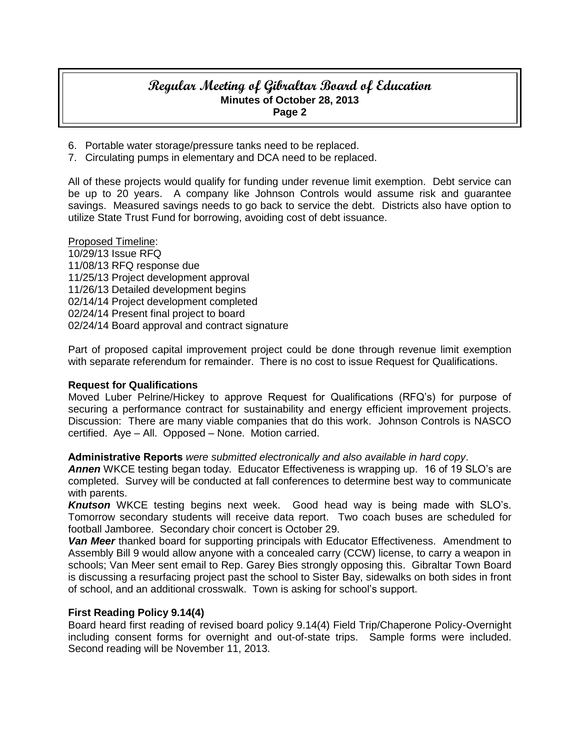6. Portable water storage/pressure tanks need to be replaced.
7. Circulating pumps in elementary and DCA need to be replaced.

All of these projects would qualify for funding under revenue limit exemption. Debt service can be up to 20 years. A company like Johnson Controls would assume risk and guarantee savings. Measured savings needs to go back to service the debt. Districts also have option to utilize State Trust Fund for borrowing, avoiding cost of debt issuance.

Proposed Timeline:
10/29/13 Issue RFQ
11/08/13 RFQ response due
11/25/13 Project development approval
11/26/13 Detailed development begins
02/14/14 Project development completed
02/24/14 Present final project to board
02/24/14 Board approval and contract signature

Part of proposed capital improvement project could be done through revenue limit exemption with separate referendum for remainder. There is no cost to issue Request for Qualifications.

**Request for Qualifications**

Moved Luber Pelrine/Hickey to approve Request for Qualifications (RFQ's) for purpose of securing a performance contract for sustainability and energy efficient improvement projects. Discussion: There are many viable companies that do this work. Johnson Controls is NASCO certified. Aye – All. Opposed – None. Motion carried.

**Administrative Reports** *were submitted electronically and also available in hard copy*.

***Annen*** WKCE testing began today. Educator Effectiveness is wrapping up. 16 of 19 SLO's are completed. Survey will be conducted at fall conferences to determine best way to communicate with parents.

***Knutson*** WKCE testing begins next week. Good head way is being made with SLO's. Tomorrow secondary students will receive data report. Two coach buses are scheduled for football Jamboree. Secondary choir concert is October 29.

***Van Meer*** thanked board for supporting principals with Educator Effectiveness. Amendment to Assembly Bill 9 would allow anyone with a concealed carry (CCW) license, to carry a weapon in schools; Van Meer sent email to Rep. Garey Bies strongly opposing this. Gibraltar Town Board is discussing a resurfacing project past the school to Sister Bay, sidewalks on both sides in front of school, and an additional crosswalk. Town is asking for school's support.

**First Reading Policy 9.14(4)**

Board heard first reading of revised board policy 9.14(4) Field Trip/Chaperone Policy-Overnight including consent forms for overnight and out-of-state trips. Sample forms were included. Second reading will be November 11, 2013.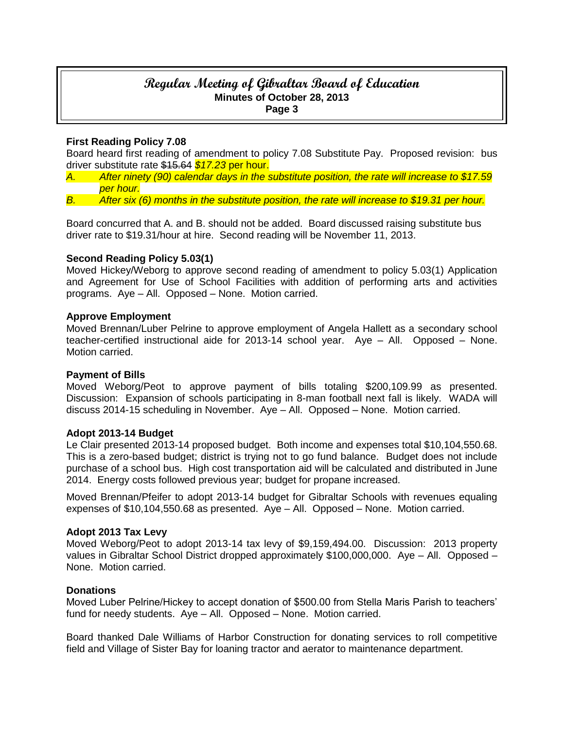## First Reading Policy 7.08

Board heard first reading of amendment to policy 7.08 Substitute Pay. Proposed revision: bus driver substitute rate ~~$15.64~~ *$17.23* per hour.

*A. After ninety (90) calendar days in the substitute position, the rate will increase to $17.59 per hour.*

*B. After six (6) months in the substitute position, the rate will increase to $19.31 per hour.*

Board concurred that A. and B. should not be added. Board discussed raising substitute bus driver rate to $19.31/hour at hire. Second reading will be November 11, 2013.

## Second Reading Policy 5.03(1)

Moved Hickey/Weborg to approve second reading of amendment to policy 5.03(1) Application and Agreement for Use of School Facilities with addition of performing arts and activities programs. Aye – All. Opposed – None. Motion carried.

## Approve Employment

Moved Brennan/Luber Pelrine to approve employment of Angela Hallett as a secondary school teacher-certified instructional aide for 2013-14 school year. Aye – All. Opposed – None. Motion carried.

## Payment of Bills

Moved Weborg/Peot to approve payment of bills totaling $200,109.99 as presented. Discussion: Expansion of schools participating in 8-man football next fall is likely. WADA will discuss 2014-15 scheduling in November. Aye – All. Opposed – None. Motion carried.

## Adopt 2013-14 Budget

Le Clair presented 2013-14 proposed budget. Both income and expenses total $10,104,550.68. This is a zero-based budget; district is trying not to go fund balance. Budget does not include purchase of a school bus. High cost transportation aid will be calculated and distributed in June 2014. Energy costs followed previous year; budget for propane increased.

Moved Brennan/Pfeifer to adopt 2013-14 budget for Gibraltar Schools with revenues equaling expenses of $10,104,550.68 as presented. Aye – All. Opposed – None. Motion carried.

## Adopt 2013 Tax Levy

Moved Weborg/Peot to adopt 2013-14 tax levy of $9,159,494.00. Discussion: 2013 property values in Gibraltar School District dropped approximately $100,000,000. Aye – All. Opposed – None. Motion carried.

## Donations

Moved Luber Pelrine/Hickey to accept donation of $500.00 from Stella Maris Parish to teachers' fund for needy students. Aye – All. Opposed – None. Motion carried.

Board thanked Dale Williams of Harbor Construction for donating services to roll competitive field and Village of Sister Bay for loaning tractor and aerator to maintenance department.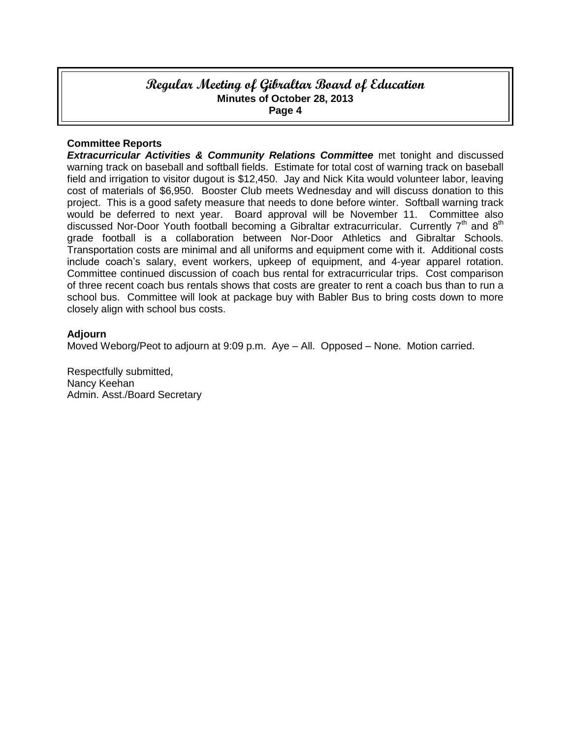**Committee Reports**

***Extracurricular Activities & Community Relations Committee*** met tonight and discussed warning track on baseball and softball fields. Estimate for total cost of warning track on baseball field and irrigation to visitor dugout is $12,450. Jay and Nick Kita would volunteer labor, leaving cost of materials of $6,950. Booster Club meets Wednesday and will discuss donation to this project. This is a good safety measure that needs to done before winter. Softball warning track would be deferred to next year. Board approval will be November 11. Committee also discussed Nor-Door Youth football becoming a Gibraltar extracurricular. Currently 7th and 8th grade football is a collaboration between Nor-Door Athletics and Gibraltar Schools. Transportation costs are minimal and all uniforms and equipment come with it. Additional costs include coach's salary, event workers, upkeep of equipment, and 4-year apparel rotation. Committee continued discussion of coach bus rental for extracurricular trips. Cost comparison of three recent coach bus rentals shows that costs are greater to rent a coach bus than to run a school bus. Committee will look at package buy with Babler Bus to bring costs down to more closely align with school bus costs.

**Adjourn**

Moved Weborg/Peot to adjourn at 9:09 p.m. Aye – All. Opposed – None. Motion carried.

Respectfully submitted,
Nancy Keehan
Admin. Asst./Board Secretary